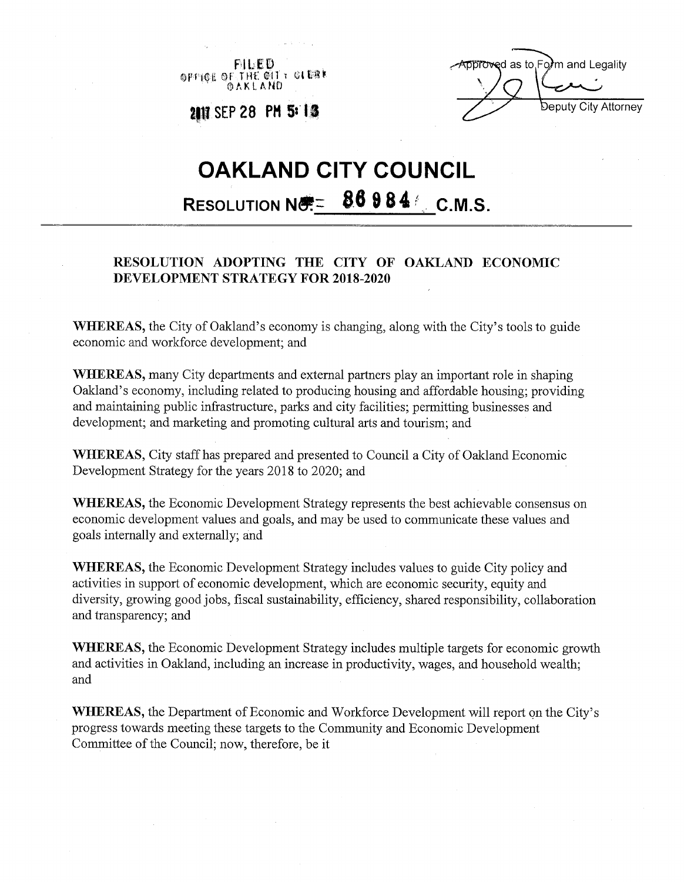FILED
OFFICE OF THE CITY CLERK
OAKLAND

2017 SEP 28 PM 5:13

Approved as to Form and Legality

Deputy City Attorney

# OAKLAND CITY COUNCIL

## RESOLUTION NO. 86984 C.M.S.

**RESOLUTION ADOPTING THE CITY OF OAKLAND ECONOMIC DEVELOPMENT STRATEGY FOR 2018-2020**

**WHEREAS,** the City of Oakland's economy is changing, along with the City's tools to guide economic and workforce development; and

**WHEREAS,** many City departments and external partners play an important role in shaping Oakland's economy, including related to producing housing and affordable housing; providing and maintaining public infrastructure, parks and city facilities; permitting businesses and development; and marketing and promoting cultural arts and tourism; and

**WHEREAS,** City staff has prepared and presented to Council a City of Oakland Economic Development Strategy for the years 2018 to 2020; and

**WHEREAS,** the Economic Development Strategy represents the best achievable consensus on economic development values and goals, and may be used to communicate these values and goals internally and externally; and

**WHEREAS,** the Economic Development Strategy includes values to guide City policy and activities in support of economic development, which are economic security, equity and diversity, growing good jobs, fiscal sustainability, efficiency, shared responsibility, collaboration and transparency; and

**WHEREAS,** the Economic Development Strategy includes multiple targets for economic growth and activities in Oakland, including an increase in productivity, wages, and household wealth; and

**WHEREAS,** the Department of Economic and Workforce Development will report on the City's progress towards meeting these targets to the Community and Economic Development Committee of the Council; now, therefore, be it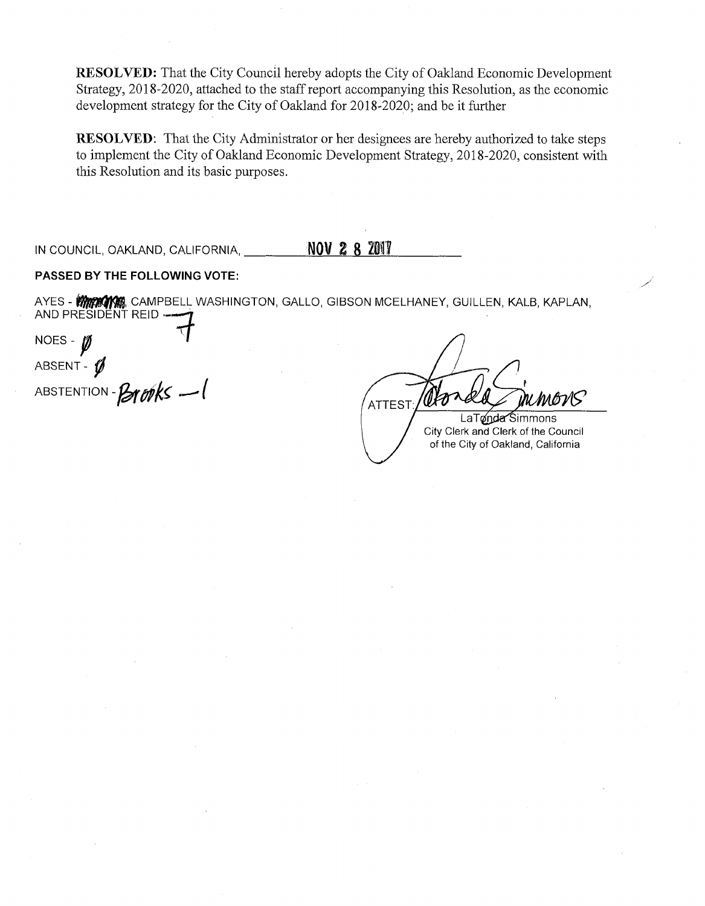**RESOLVED:** That the City Council hereby adopts the City of Oakland Economic Development Strategy, 2018-2020, attached to the staff report accompanying this Resolution, as the economic development strategy for the City of Oakland for 2018-2020; and be it further

**RESOLVED**: That the City Administrator or her designees are hereby authorized to take steps to implement the City of Oakland Economic Development Strategy, 2018-2020, consistent with this Resolution and its basic purposes.

IN COUNCIL, OAKLAND, CALIFORNIA, NOV 28 2017

**PASSED BY THE FOLLOWING VOTE:**

AYES - ~~BROOKS~~, CAMPBELL WASHINGTON, GALLO, GIBSON MCELHANEY, GUILLEN, KALB, KAPLAN, AND PRESIDENT REID — 7

NOES - 0

ABSENT - 0

ABSTENTION - Brooks — 1

ATTEST: LaTonda Simmons
LaTonda Simmons
City Clerk and Clerk of the Council
of the City of Oakland, California